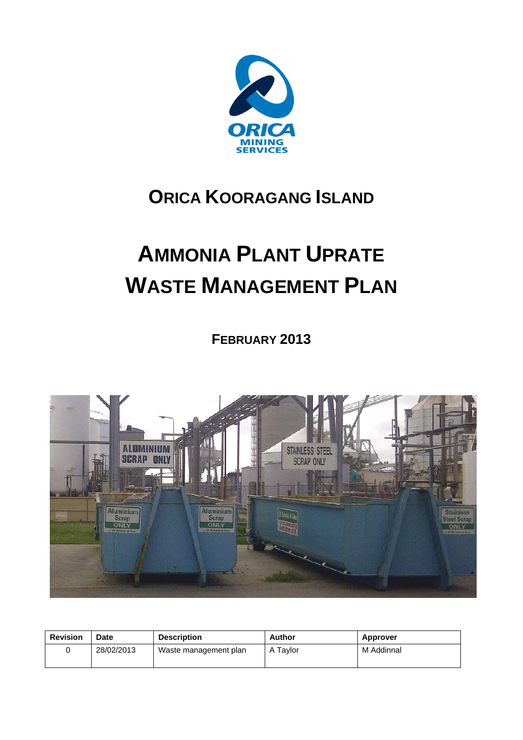# ORICA KOORAGANG ISLAND

# AMMONIA PLANT UPRATE WASTE MANAGEMENT PLAN

**FEBRUARY 2013**

| Revision | Date | Description | Author | Approver |
|---|---|---|---|---|
| 0 | 28/02/2013 | Waste management plan | A Taylor | M Addinnal |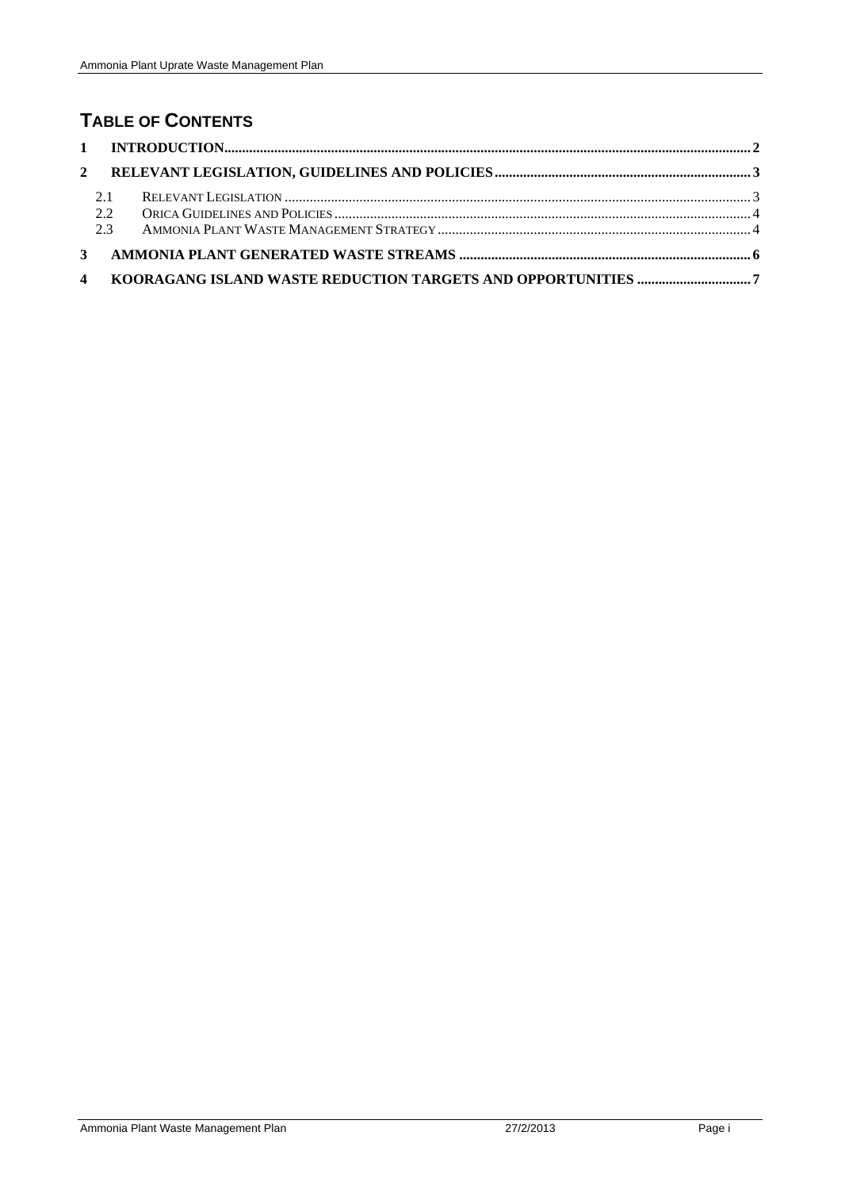# TABLE OF CONTENTS

1 INTRODUCTION .......... 2

2 RELEVANT LEGISLATION, GUIDELINES AND POLICIES .......... 3

- 2.1 RELEVANT LEGISLATION .......... 3
- 2.2 ORICA GUIDELINES AND POLICIES .......... 4
- 2.3 AMMONIA PLANT WASTE MANAGEMENT STRATEGY .......... 4

3 AMMONIA PLANT GENERATED WASTE STREAMS .......... 6

4 KOORAGANG ISLAND WASTE REDUCTION TARGETS AND OPPORTUNITIES .......... 7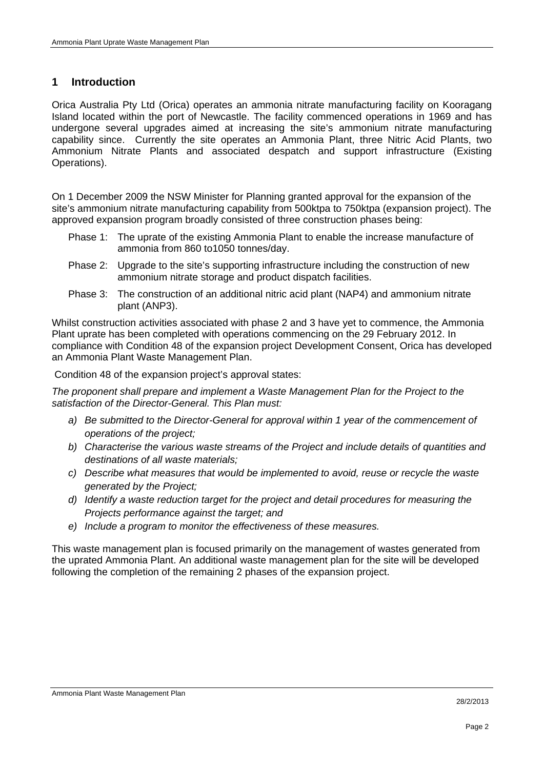## 1 Introduction

Orica Australia Pty Ltd (Orica) operates an ammonia nitrate manufacturing facility on Kooragang Island located within the port of Newcastle. The facility commenced operations in 1969 and has undergone several upgrades aimed at increasing the site's ammonium nitrate manufacturing capability since. Currently the site operates an Ammonia Plant, three Nitric Acid Plants, two Ammonium Nitrate Plants and associated despatch and support infrastructure (Existing Operations).

On 1 December 2009 the NSW Minister for Planning granted approval for the expansion of the site's ammonium nitrate manufacturing capability from 500ktpa to 750ktpa (expansion project). The approved expansion program broadly consisted of three construction phases being:

- Phase 1: The uprate of the existing Ammonia Plant to enable the increase manufacture of ammonia from 860 to1050 tonnes/day.
- Phase 2: Upgrade to the site's supporting infrastructure including the construction of new ammonium nitrate storage and product dispatch facilities.
- Phase 3: The construction of an additional nitric acid plant (NAP4) and ammonium nitrate plant (ANP3).

Whilst construction activities associated with phase 2 and 3 have yet to commence, the Ammonia Plant uprate has been completed with operations commencing on the 29 February 2012. In compliance with Condition 48 of the expansion project Development Consent, Orica has developed an Ammonia Plant Waste Management Plan.

Condition 48 of the expansion project's approval states:

*The proponent shall prepare and implement a Waste Management Plan for the Project to the satisfaction of the Director-General. This Plan must:*

a) *Be submitted to the Director-General for approval within 1 year of the commencement of operations of the project;*
b) *Characterise the various waste streams of the Project and include details of quantities and destinations of all waste materials;*
c) *Describe what measures that would be implemented to avoid, reuse or recycle the waste generated by the Project;*
d) *Identify a waste reduction target for the project and detail procedures for measuring the Projects performance against the target; and*
e) *Include a program to monitor the effectiveness of these measures.*

This waste management plan is focused primarily on the management of wastes generated from the uprated Ammonia Plant. An additional waste management plan for the site will be developed following the completion of the remaining 2 phases of the expansion project.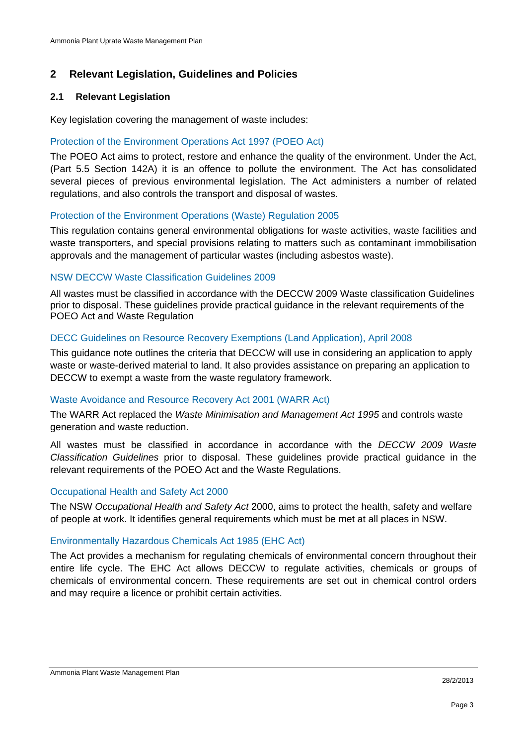# 2 Relevant Legislation, Guidelines and Policies

## 2.1 Relevant Legislation

Key legislation covering the management of waste includes:

### Protection of the Environment Operations Act 1997 (POEO Act)

The POEO Act aims to protect, restore and enhance the quality of the environment. Under the Act, (Part 5.5 Section 142A) it is an offence to pollute the environment. The Act has consolidated several pieces of previous environmental legislation. The Act administers a number of related regulations, and also controls the transport and disposal of wastes.

### Protection of the Environment Operations (Waste) Regulation 2005

This regulation contains general environmental obligations for waste activities, waste facilities and waste transporters, and special provisions relating to matters such as contaminant immobilisation approvals and the management of particular wastes (including asbestos waste).

### NSW DECCW Waste Classification Guidelines 2009

All wastes must be classified in accordance with the DECCW 2009 Waste classification Guidelines prior to disposal. These guidelines provide practical guidance in the relevant requirements of the POEO Act and Waste Regulation

### DECC Guidelines on Resource Recovery Exemptions (Land Application), April 2008

This guidance note outlines the criteria that DECCW will use in considering an application to apply waste or waste-derived material to land. It also provides assistance on preparing an application to DECCW to exempt a waste from the waste regulatory framework.

### Waste Avoidance and Resource Recovery Act 2001 (WARR Act)

The WARR Act replaced the *Waste Minimisation and Management Act 1995* and controls waste generation and waste reduction.

All wastes must be classified in accordance in accordance with the *DECCW 2009 Waste Classification Guidelines* prior to disposal. These guidelines provide practical guidance in the relevant requirements of the POEO Act and the Waste Regulations.

### Occupational Health and Safety Act 2000

The NSW *Occupational Health and Safety Act* 2000, aims to protect the health, safety and welfare of people at work. It identifies general requirements which must be met at all places in NSW.

### Environmentally Hazardous Chemicals Act 1985 (EHC Act)

The Act provides a mechanism for regulating chemicals of environmental concern throughout their entire life cycle. The EHC Act allows DECCW to regulate activities, chemicals or groups of chemicals of environmental concern. These requirements are set out in chemical control orders and may require a licence or prohibit certain activities.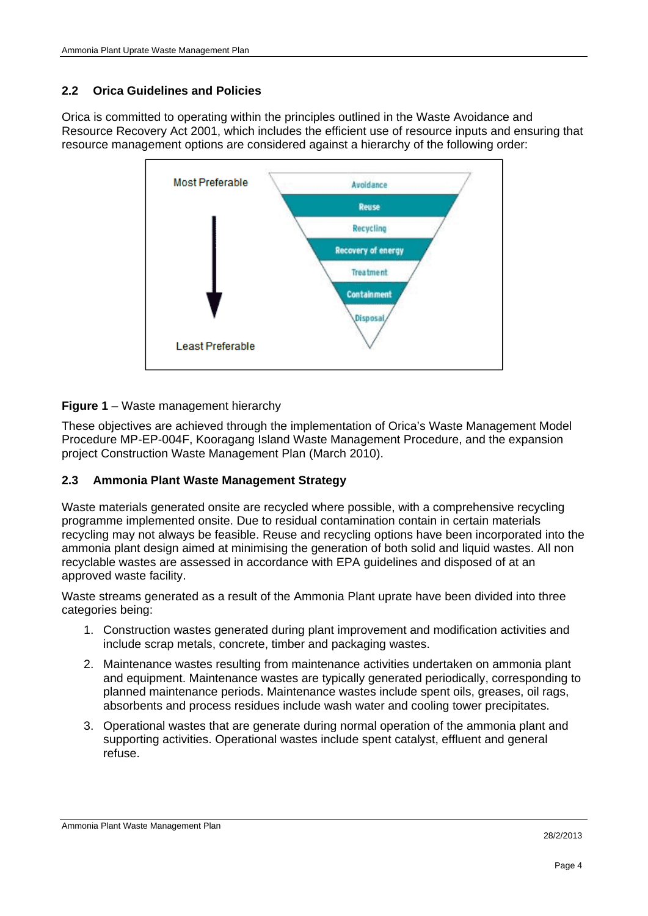## 2.2 Orica Guidelines and Policies

Orica is committed to operating within the principles outlined in the Waste Avoidance and Resource Recovery Act 2001, which includes the efficient use of resource inputs and ensuring that resource management options are considered against a hierarchy of the following order:

Most Preferable

- Avoidance
- Reuse
- Recycling
- Recovery of energy
- Treatment
- Containment
- Disposal

Least Preferable

**Figure 1** – Waste management hierarchy

These objectives are achieved through the implementation of Orica's Waste Management Model Procedure MP-EP-004F, Kooragang Island Waste Management Procedure, and the expansion project Construction Waste Management Plan (March 2010).

## 2.3 Ammonia Plant Waste Management Strategy

Waste materials generated onsite are recycled where possible, with a comprehensive recycling programme implemented onsite. Due to residual contamination contain in certain materials recycling may not always be feasible. Reuse and recycling options have been incorporated into the ammonia plant design aimed at minimising the generation of both solid and liquid wastes. All non recyclable wastes are assessed in accordance with EPA guidelines and disposed of at an approved waste facility.

Waste streams generated as a result of the Ammonia Plant uprate have been divided into three categories being:

1. Construction wastes generated during plant improvement and modification activities and include scrap metals, concrete, timber and packaging wastes.
2. Maintenance wastes resulting from maintenance activities undertaken on ammonia plant and equipment. Maintenance wastes are typically generated periodically, corresponding to planned maintenance periods. Maintenance wastes include spent oils, greases, oil rags, absorbents and process residues include wash water and cooling tower precipitates.
3. Operational wastes that are generate during normal operation of the ammonia plant and supporting activities. Operational wastes include spent catalyst, effluent and general refuse.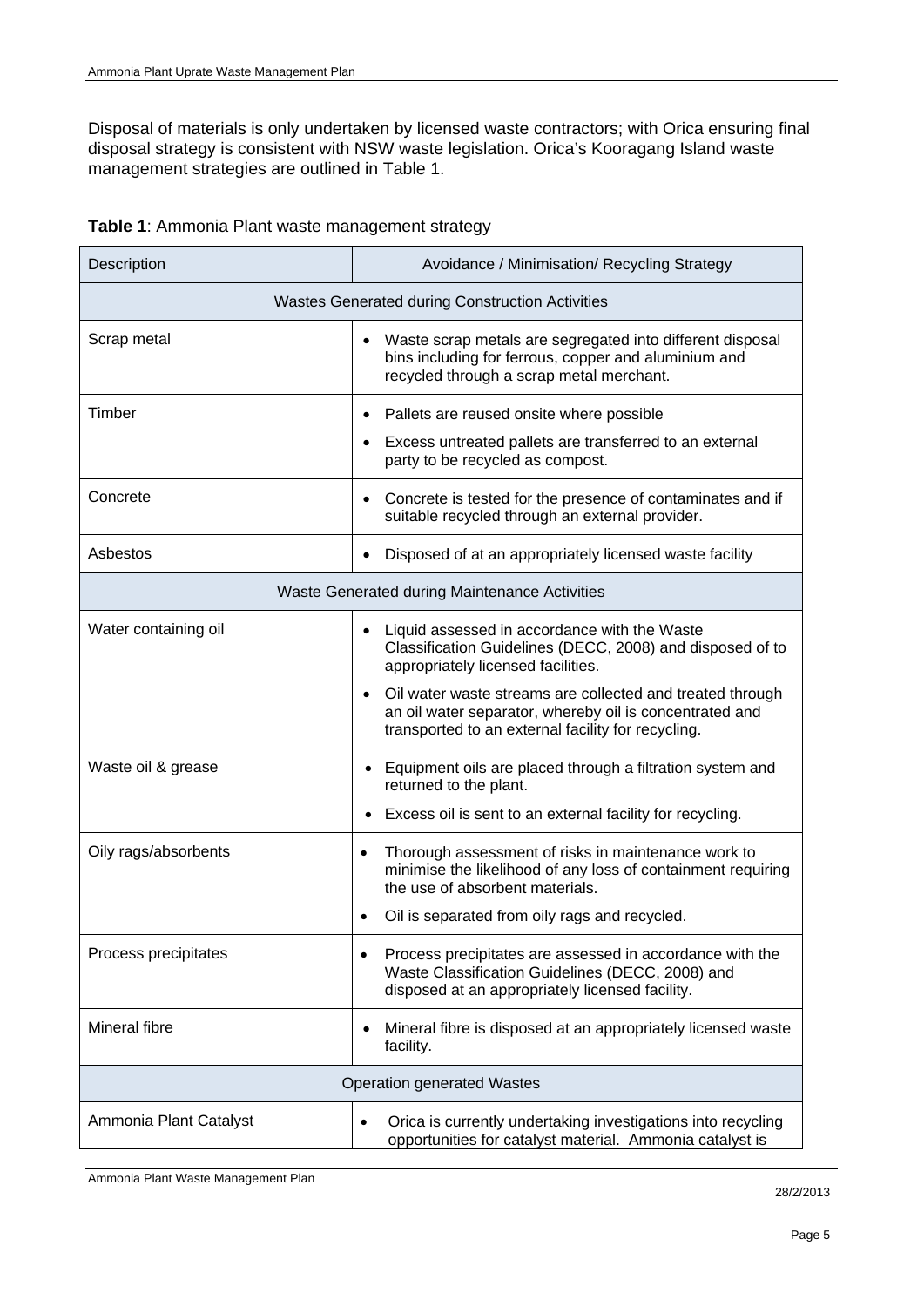Disposal of materials is only undertaken by licensed waste contractors; with Orica ensuring final disposal strategy is consistent with NSW waste legislation. Orica's Kooragang Island waste management strategies are outlined in Table 1.

**Table 1**: Ammonia Plant waste management strategy

| Description | Avoidance / Minimisation/ Recycling Strategy |
|---|---|
| **Wastes Generated during Construction Activities** | |
| Scrap metal | • Waste scrap metals are segregated into different disposal bins including for ferrous, copper and aluminium and recycled through a scrap metal merchant. |
| Timber | • Pallets are reused onsite where possible<br>• Excess untreated pallets are transferred to an external party to be recycled as compost. |
| Concrete | • Concrete is tested for the presence of contaminates and if suitable recycled through an external provider. |
| Asbestos | • Disposed of at an appropriately licensed waste facility |
| **Waste Generated during Maintenance Activities** | |
| Water containing oil | • Liquid assessed in accordance with the Waste Classification Guidelines (DECC, 2008) and disposed of to appropriately licensed facilities.<br>• Oil water waste streams are collected and treated through an oil water separator, whereby oil is concentrated and transported to an external facility for recycling. |
| Waste oil & grease | • Equipment oils are placed through a filtration system and returned to the plant.<br>• Excess oil is sent to an external facility for recycling. |
| Oily rags/absorbents | • Thorough assessment of risks in maintenance work to minimise the likelihood of any loss of containment requiring the use of absorbent materials.<br>• Oil is separated from oily rags and recycled. |
| Process precipitates | • Process precipitates are assessed in accordance with the Waste Classification Guidelines (DECC, 2008) and disposed at an appropriately licensed facility. |
| Mineral fibre | • Mineral fibre is disposed at an appropriately licensed waste facility. |
| **Operation generated Wastes** | |
| Ammonia Plant Catalyst | • Orica is currently undertaking investigations into recycling opportunities for catalyst material. Ammonia catalyst is |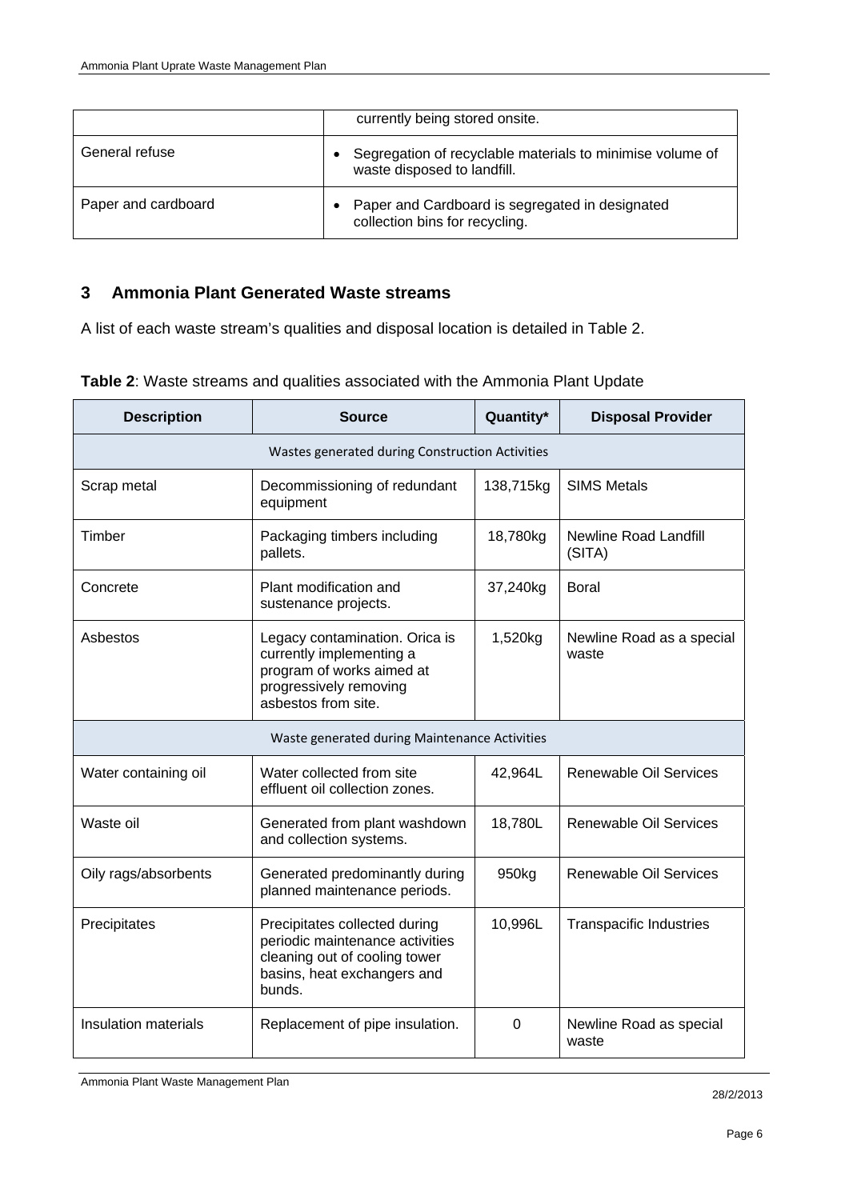| | |
|---|---|
| | currently being stored onsite. |
| General refuse | • Segregation of recyclable materials to minimise volume of waste disposed to landfill. |
| Paper and cardboard | • Paper and Cardboard is segregated in designated collection bins for recycling. |

## 3 Ammonia Plant Generated Waste streams

A list of each waste stream's qualities and disposal location is detailed in Table 2.

**Table 2**: Waste streams and qualities associated with the Ammonia Plant Update

| Description | Source | Quantity* | Disposal Provider |
|---|---|---|---|
| Wastes generated during Construction Activities | | | |
| Scrap metal | Decommissioning of redundant equipment | 138,715kg | SIMS Metals |
| Timber | Packaging timbers including pallets. | 18,780kg | Newline Road Landfill (SITA) |
| Concrete | Plant modification and sustenance projects. | 37,240kg | Boral |
| Asbestos | Legacy contamination. Orica is currently implementing a program of works aimed at progressively removing asbestos from site. | 1,520kg | Newline Road as a special waste |
| Waste generated during Maintenance Activities | | | |
| Water containing oil | Water collected from site effluent oil collection zones. | 42,964L | Renewable Oil Services |
| Waste oil | Generated from plant washdown and collection systems. | 18,780L | Renewable Oil Services |
| Oily rags/absorbents | Generated predominantly during planned maintenance periods. | 950kg | Renewable Oil Services |
| Precipitates | Precipitates collected during periodic maintenance activities cleaning out of cooling tower basins, heat exchangers and bunds. | 10,996L | Transpacific Industries |
| Insulation materials | Replacement of pipe insulation. | 0 | Newline Road as special waste |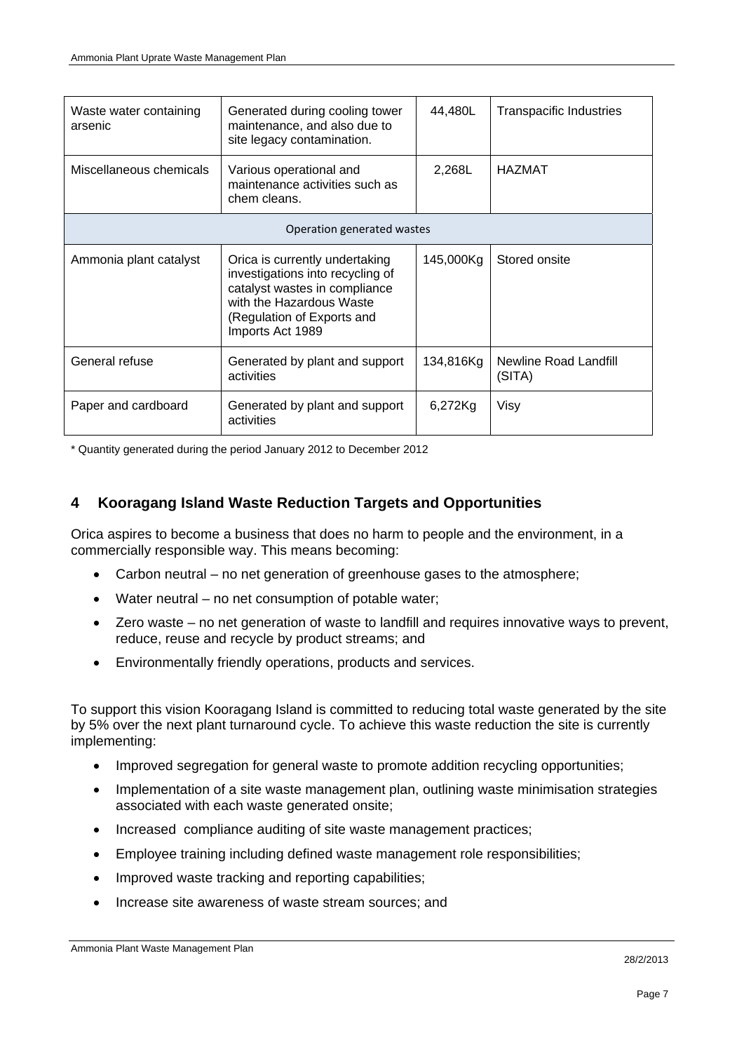| Waste water containing arsenic | Generated during cooling tower maintenance, and also due to site legacy contamination. | 44,480L | Transpacific Industries |
|---|---|---|---|
| Miscellaneous chemicals | Various operational and maintenance activities such as chem cleans. | 2,268L | HAZMAT |
| Operation generated wastes | | | |
| Ammonia plant catalyst | Orica is currently undertaking investigations into recycling of catalyst wastes in compliance with the Hazardous Waste (Regulation of Exports and Imports Act 1989 | 145,000Kg | Stored onsite |
| General refuse | Generated by plant and support activities | 134,816Kg | Newline Road Landfill (SITA) |
| Paper and cardboard | Generated by plant and support activities | 6,272Kg | Visy |

* Quantity generated during the period January 2012 to December 2012

## 4 Kooragang Island Waste Reduction Targets and Opportunities

Orica aspires to become a business that does no harm to people and the environment, in a commercially responsible way. This means becoming:

- Carbon neutral – no net generation of greenhouse gases to the atmosphere;
- Water neutral – no net consumption of potable water;
- Zero waste – no net generation of waste to landfill and requires innovative ways to prevent, reduce, reuse and recycle by product streams; and
- Environmentally friendly operations, products and services.

To support this vision Kooragang Island is committed to reducing total waste generated by the site by 5% over the next plant turnaround cycle. To achieve this waste reduction the site is currently implementing:

- Improved segregation for general waste to promote addition recycling opportunities;
- Implementation of a site waste management plan, outlining waste minimisation strategies associated with each waste generated onsite;
- Increased compliance auditing of site waste management practices;
- Employee training including defined waste management role responsibilities;
- Improved waste tracking and reporting capabilities;
- Increase site awareness of waste stream sources; and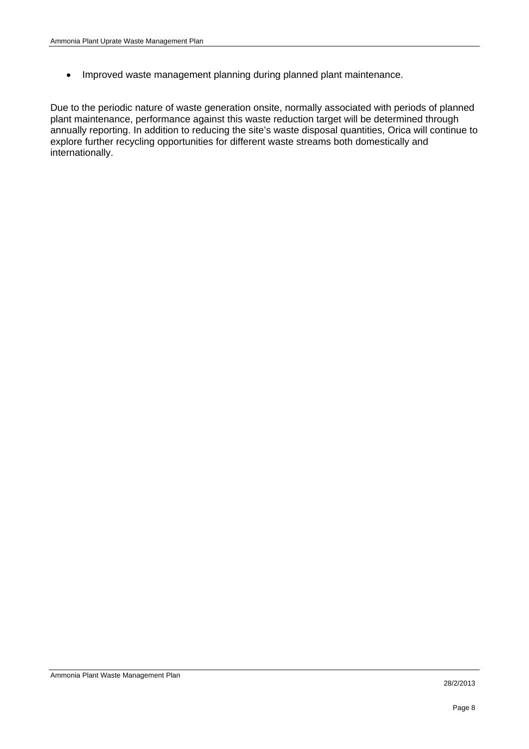- Improved waste management planning during planned plant maintenance.

Due to the periodic nature of waste generation onsite, normally associated with periods of planned plant maintenance, performance against this waste reduction target will be determined through annually reporting. In addition to reducing the site's waste disposal quantities, Orica will continue to explore further recycling opportunities for different waste streams both domestically and internationally.